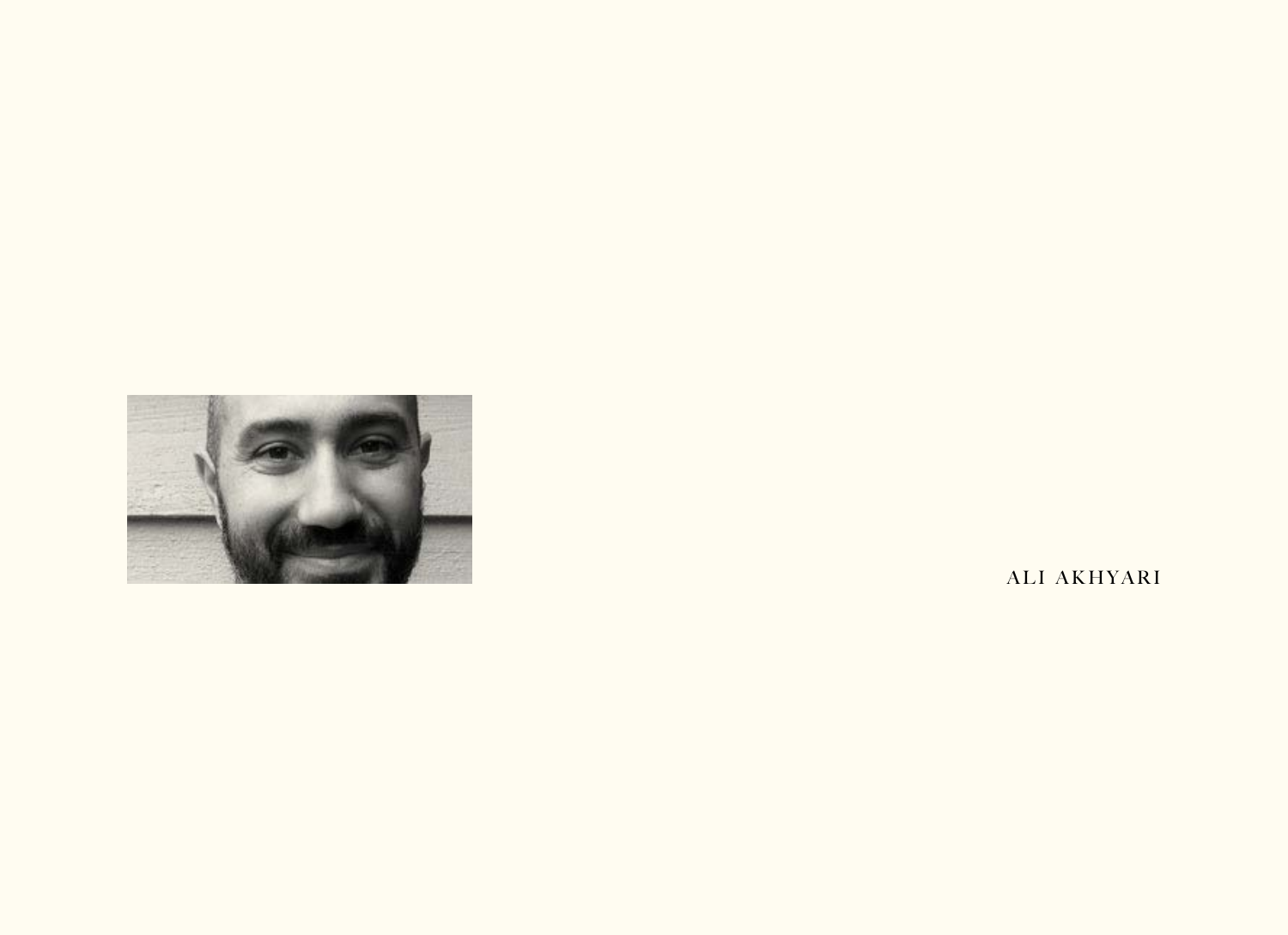ALI AKHYARI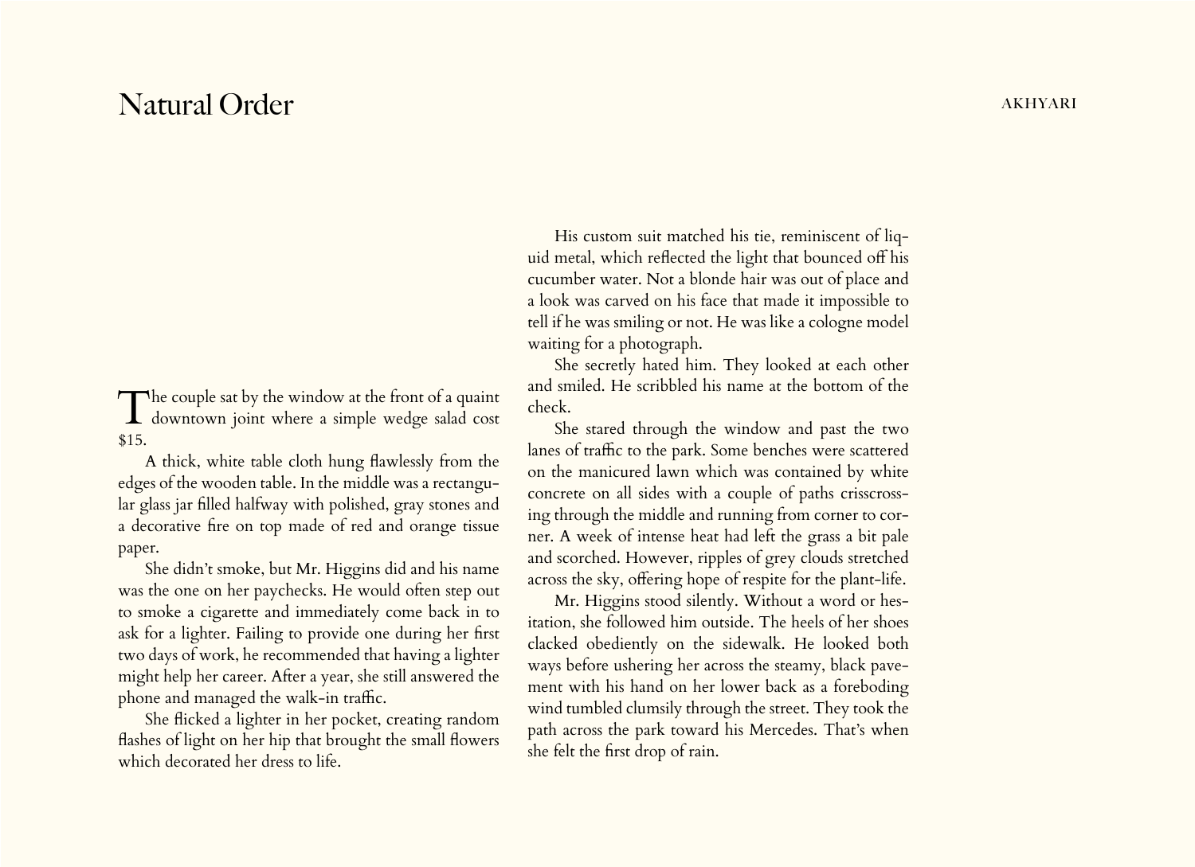# Natural Order

The couple sat by the window at the front of a quaint downtown joint where a simple wedge salad cost $15.

A thick, white table cloth hung flawlessly from the edges of the wooden table. In the middle was a rectangular glass jar filled halfway with polished, gray stones and a decorative fire on top made of red and orange tissue paper.

She didn't smoke, but Mr. Higgins did and his name was the one on her paychecks. He would often step out to smoke a cigarette and immediately come back in to ask for a lighter. Failing to provide one during her first two days of work, he recommended that having a lighter might help her career. After a year, she still answered the phone and managed the walk-in traffic.

She flicked a lighter in her pocket, creating random flashes of light on her hip that brought the small flowers which decorated her dress to life.

His custom suit matched his tie, reminiscent of liquid metal, which reflected the light that bounced off his cucumber water. Not a blonde hair was out of place and a look was carved on his face that made it impossible to tell if he was smiling or not. He was like a cologne model waiting for a photograph.

She secretly hated him. They looked at each other and smiled. He scribbled his name at the bottom of the check.

She stared through the window and past the two lanes of traffic to the park. Some benches were scattered on the manicured lawn which was contained by white concrete on all sides with a couple of paths crisscrossing through the middle and running from corner to corner. A week of intense heat had left the grass a bit pale and scorched. However, ripples of grey clouds stretched across the sky, offering hope of respite for the plant-life.

Mr. Higgins stood silently. Without a word or hesitation, she followed him outside. The heels of her shoes clacked obediently on the sidewalk. He looked both ways before ushering her across the steamy, black pavement with his hand on her lower back as a foreboding wind tumbled clumsily through the street. They took the path across the park toward his Mercedes. That's when she felt the first drop of rain.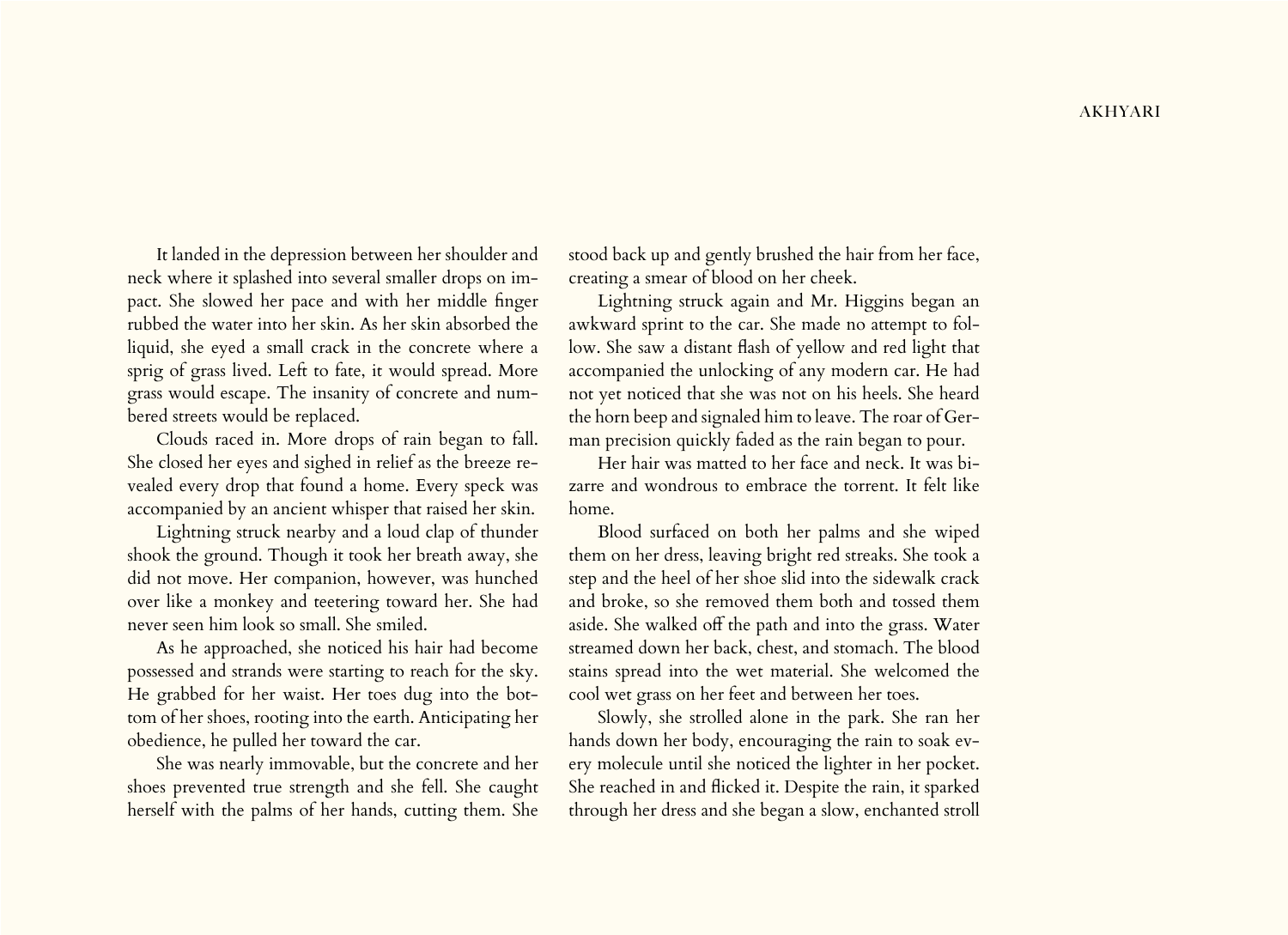It landed in the depression between her shoulder and neck where it splashed into several smaller drops on impact. She slowed her pace and with her middle finger rubbed the water into her skin. As her skin absorbed the liquid, she eyed a small crack in the concrete where a sprig of grass lived. Left to fate, it would spread. More grass would escape. The insanity of concrete and numbered streets would be replaced.

Clouds raced in. More drops of rain began to fall. She closed her eyes and sighed in relief as the breeze revealed every drop that found a home. Every speck was accompanied by an ancient whisper that raised her skin.

Lightning struck nearby and a loud clap of thunder shook the ground. Though it took her breath away, she did not move. Her companion, however, was hunched over like a monkey and teetering toward her. She had never seen him look so small. She smiled.

As he approached, she noticed his hair had become possessed and strands were starting to reach for the sky. He grabbed for her waist. Her toes dug into the bottom of her shoes, rooting into the earth. Anticipating her obedience, he pulled her toward the car.

She was nearly immovable, but the concrete and her shoes prevented true strength and she fell. She caught herself with the palms of her hands, cutting them. She stood back up and gently brushed the hair from her face, creating a smear of blood on her cheek.

Lightning struck again and Mr. Higgins began an awkward sprint to the car. She made no attempt to follow. She saw a distant flash of yellow and red light that accompanied the unlocking of any modern car. He had not yet noticed that she was not on his heels. She heard the horn beep and signaled him to leave. The roar of German precision quickly faded as the rain began to pour.

Her hair was matted to her face and neck. It was bizarre and wondrous to embrace the torrent. It felt like home.

Blood surfaced on both her palms and she wiped them on her dress, leaving bright red streaks. She took a step and the heel of her shoe slid into the sidewalk crack and broke, so she removed them both and tossed them aside. She walked off the path and into the grass. Water streamed down her back, chest, and stomach. The blood stains spread into the wet material. She welcomed the cool wet grass on her feet and between her toes.

Slowly, she strolled alone in the park. She ran her hands down her body, encouraging the rain to soak every molecule until she noticed the lighter in her pocket. She reached in and flicked it. Despite the rain, it sparked through her dress and she began a slow, enchanted stroll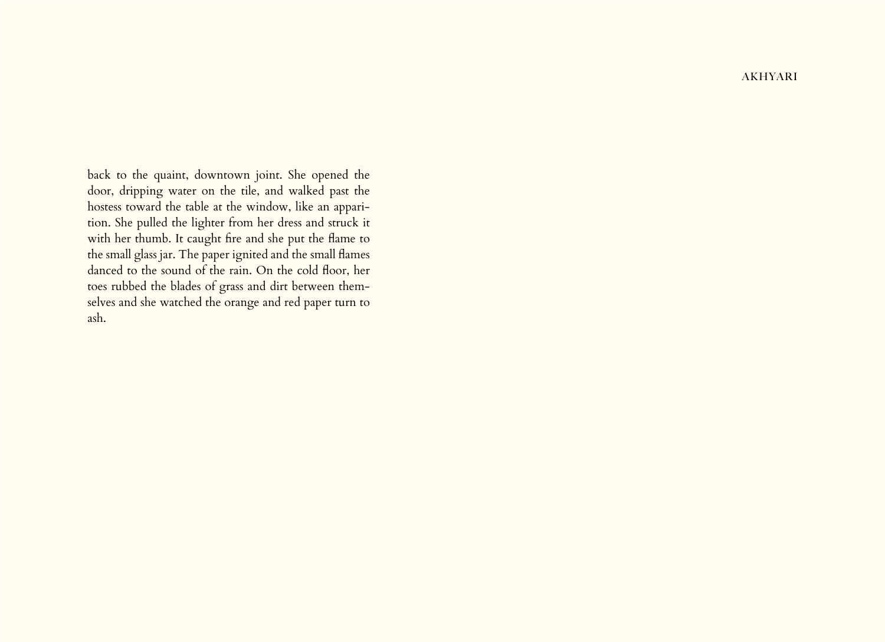back to the quaint, downtown joint. She opened the door, dripping water on the tile, and walked past the hostess toward the table at the window, like an apparition. She pulled the lighter from her dress and struck it with her thumb. It caught fire and she put the flame to the small glass jar. The paper ignited and the small flames danced to the sound of the rain. On the cold floor, her toes rubbed the blades of grass and dirt between themselves and she watched the orange and red paper turn to ash.